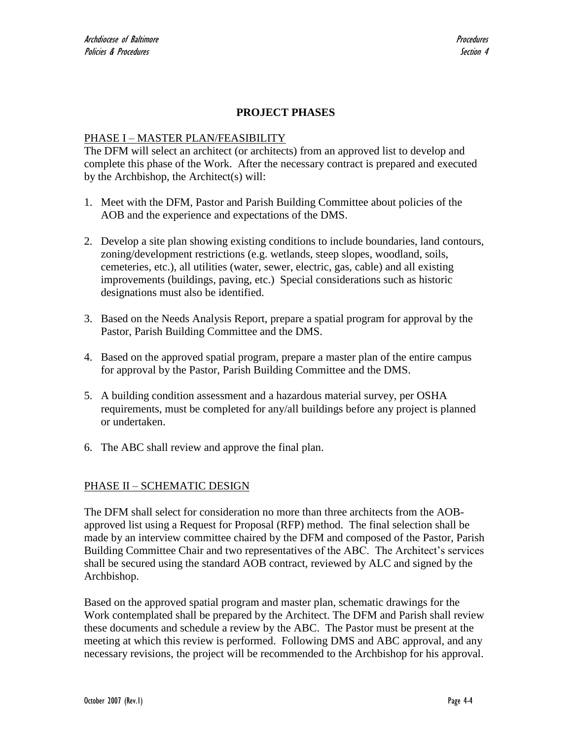# PROJECT PHASES

## PHASE I – MASTER PLAN/FEASIBILITY

The DFM will select an architect (or architects) from an approved list to develop and complete this phase of the Work. After the necessary contract is prepared and executed by the Archbishop, the Architect(s) will:

1. Meet with the DFM, Pastor and Parish Building Committee about policies of the AOB and the experience and expectations of the DMS.
2. Develop a site plan showing existing conditions to include boundaries, land contours, zoning/development restrictions (e.g. wetlands, steep slopes, woodland, soils, cemeteries, etc.), all utilities (water, sewer, electric, gas, cable) and all existing improvements (buildings, paving, etc.) Special considerations such as historic designations must also be identified.
3. Based on the Needs Analysis Report, prepare a spatial program for approval by the Pastor, Parish Building Committee and the DMS.
4. Based on the approved spatial program, prepare a master plan of the entire campus for approval by the Pastor, Parish Building Committee and the DMS.
5. A building condition assessment and a hazardous material survey, per OSHA requirements, must be completed for any/all buildings before any project is planned or undertaken.
6. The ABC shall review and approve the final plan.

## PHASE II – SCHEMATIC DESIGN

The DFM shall select for consideration no more than three architects from the AOB-approved list using a Request for Proposal (RFP) method. The final selection shall be made by an interview committee chaired by the DFM and composed of the Pastor, Parish Building Committee Chair and two representatives of the ABC. The Architect's services shall be secured using the standard AOB contract, reviewed by ALC and signed by the Archbishop.

Based on the approved spatial program and master plan, schematic drawings for the Work contemplated shall be prepared by the Architect. The DFM and Parish shall review these documents and schedule a review by the ABC. The Pastor must be present at the meeting at which this review is performed. Following DMS and ABC approval, and any necessary revisions, the project will be recommended to the Archbishop for his approval.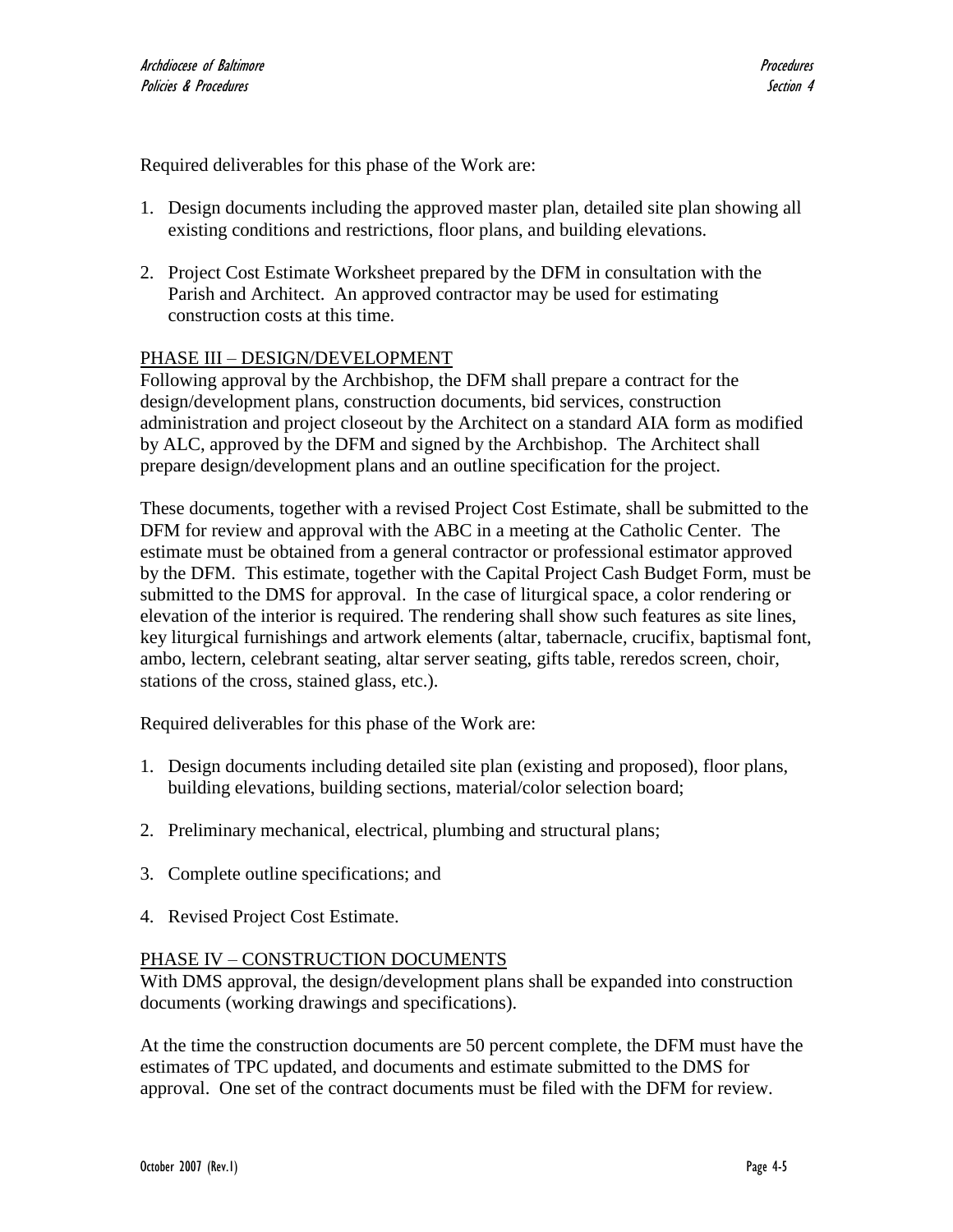Required deliverables for this phase of the Work are:

1. Design documents including the approved master plan, detailed site plan showing all existing conditions and restrictions, floor plans, and building elevations.

2. Project Cost Estimate Worksheet prepared by the DFM in consultation with the Parish and Architect. An approved contractor may be used for estimating construction costs at this time.

<u>PHASE III – DESIGN/DEVELOPMENT</u>

Following approval by the Archbishop, the DFM shall prepare a contract for the design/development plans, construction documents, bid services, construction administration and project closeout by the Architect on a standard AIA form as modified by ALC, approved by the DFM and signed by the Archbishop. The Architect shall prepare design/development plans and an outline specification for the project.

These documents, together with a revised Project Cost Estimate, shall be submitted to the DFM for review and approval with the ABC in a meeting at the Catholic Center. The estimate must be obtained from a general contractor or professional estimator approved by the DFM. This estimate, together with the Capital Project Cash Budget Form, must be submitted to the DMS for approval. In the case of liturgical space, a color rendering or elevation of the interior is required. The rendering shall show such features as site lines, key liturgical furnishings and artwork elements (altar, tabernacle, crucifix, baptismal font, ambo, lectern, celebrant seating, altar server seating, gifts table, reredos screen, choir, stations of the cross, stained glass, etc.).

Required deliverables for this phase of the Work are:

1. Design documents including detailed site plan (existing and proposed), floor plans, building elevations, building sections, material/color selection board;

2. Preliminary mechanical, electrical, plumbing and structural plans;

3. Complete outline specifications; and

4. Revised Project Cost Estimate.

<u>PHASE IV – CONSTRUCTION DOCUMENTS</u>

With DMS approval, the design/development plans shall be expanded into construction documents (working drawings and specifications).

At the time the construction documents are 50 percent complete, the DFM must have the estimates of TPC updated, and documents and estimate submitted to the DMS for approval. One set of the contract documents must be filed with the DFM for review.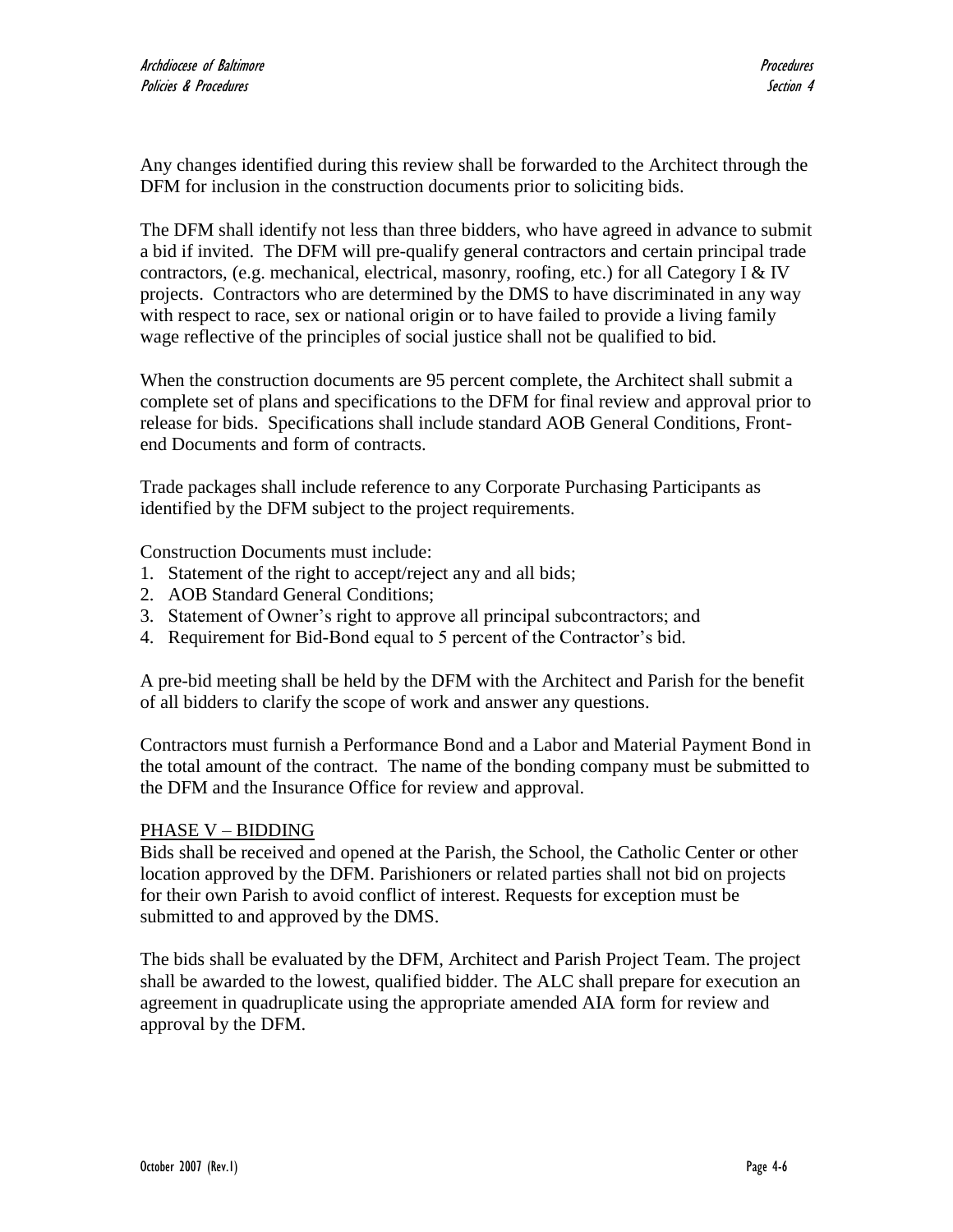Any changes identified during this review shall be forwarded to the Architect through the DFM for inclusion in the construction documents prior to soliciting bids.

The DFM shall identify not less than three bidders, who have agreed in advance to submit a bid if invited. The DFM will pre-qualify general contractors and certain principal trade contractors, (e.g. mechanical, electrical, masonry, roofing, etc.) for all Category I & IV projects. Contractors who are determined by the DMS to have discriminated in any way with respect to race, sex or national origin or to have failed to provide a living family wage reflective of the principles of social justice shall not be qualified to bid.

When the construction documents are 95 percent complete, the Architect shall submit a complete set of plans and specifications to the DFM for final review and approval prior to release for bids. Specifications shall include standard AOB General Conditions, Front-end Documents and form of contracts.

Trade packages shall include reference to any Corporate Purchasing Participants as identified by the DFM subject to the project requirements.

Construction Documents must include:

1. Statement of the right to accept/reject any and all bids;
2. AOB Standard General Conditions;
3. Statement of Owner's right to approve all principal subcontractors; and
4. Requirement for Bid-Bond equal to 5 percent of the Contractor's bid.

A pre-bid meeting shall be held by the DFM with the Architect and Parish for the benefit of all bidders to clarify the scope of work and answer any questions.

Contractors must furnish a Performance Bond and a Labor and Material Payment Bond in the total amount of the contract. The name of the bonding company must be submitted to the DFM and the Insurance Office for review and approval.

## PHASE V – BIDDING

Bids shall be received and opened at the Parish, the School, the Catholic Center or other location approved by the DFM. Parishioners or related parties shall not bid on projects for their own Parish to avoid conflict of interest. Requests for exception must be submitted to and approved by the DMS.

The bids shall be evaluated by the DFM, Architect and Parish Project Team. The project shall be awarded to the lowest, qualified bidder. The ALC shall prepare for execution an agreement in quadruplicate using the appropriate amended AIA form for review and approval by the DFM.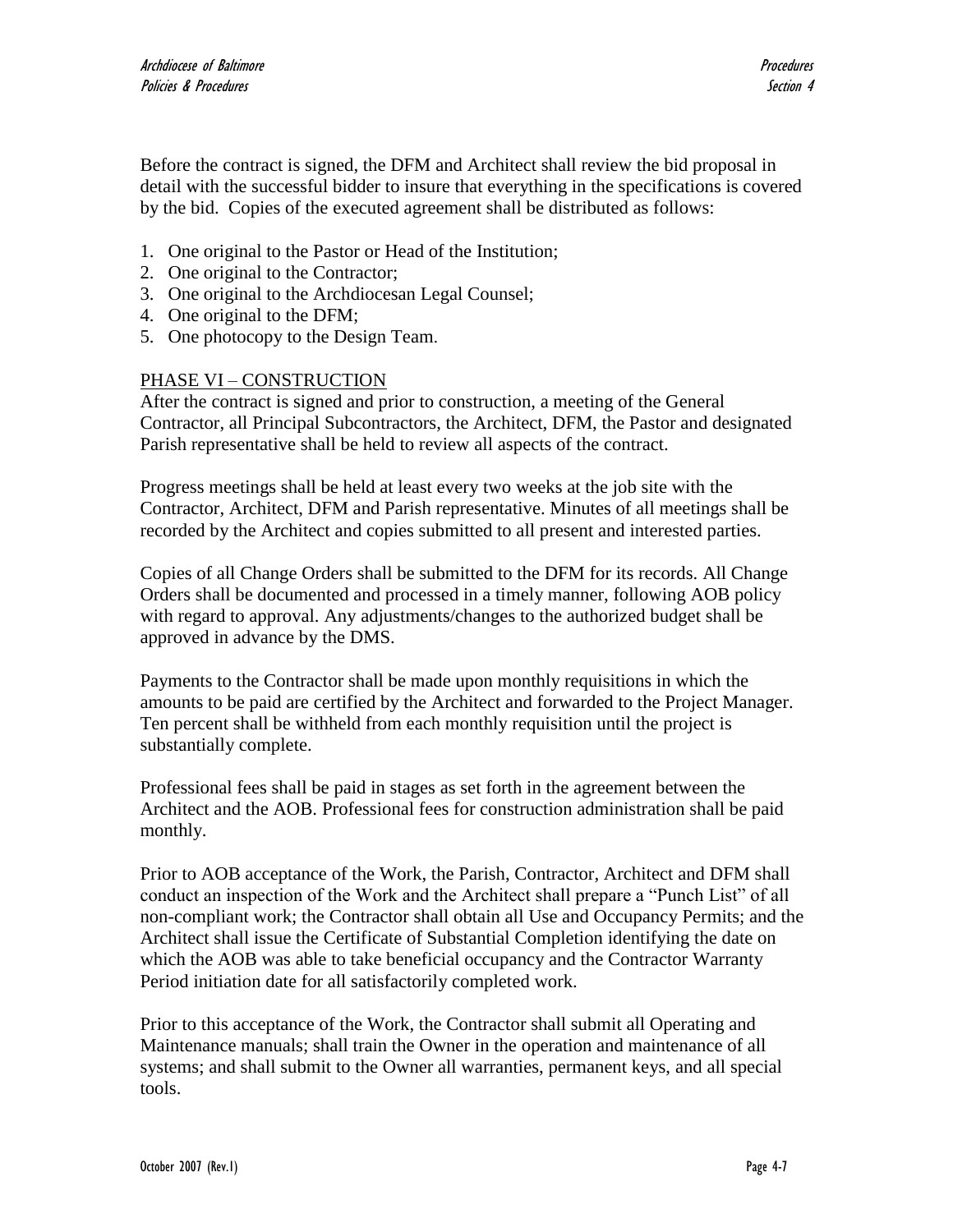Before the contract is signed, the DFM and Architect shall review the bid proposal in detail with the successful bidder to insure that everything in the specifications is covered by the bid. Copies of the executed agreement shall be distributed as follows:

1. One original to the Pastor or Head of the Institution;
2. One original to the Contractor;
3. One original to the Archdiocesan Legal Counsel;
4. One original to the DFM;
5. One photocopy to the Design Team.

## PHASE VI – CONSTRUCTION

After the contract is signed and prior to construction, a meeting of the General Contractor, all Principal Subcontractors, the Architect, DFM, the Pastor and designated Parish representative shall be held to review all aspects of the contract.

Progress meetings shall be held at least every two weeks at the job site with the Contractor, Architect, DFM and Parish representative. Minutes of all meetings shall be recorded by the Architect and copies submitted to all present and interested parties.

Copies of all Change Orders shall be submitted to the DFM for its records. All Change Orders shall be documented and processed in a timely manner, following AOB policy with regard to approval. Any adjustments/changes to the authorized budget shall be approved in advance by the DMS.

Payments to the Contractor shall be made upon monthly requisitions in which the amounts to be paid are certified by the Architect and forwarded to the Project Manager. Ten percent shall be withheld from each monthly requisition until the project is substantially complete.

Professional fees shall be paid in stages as set forth in the agreement between the Architect and the AOB. Professional fees for construction administration shall be paid monthly.

Prior to AOB acceptance of the Work, the Parish, Contractor, Architect and DFM shall conduct an inspection of the Work and the Architect shall prepare a "Punch List" of all non-compliant work; the Contractor shall obtain all Use and Occupancy Permits; and the Architect shall issue the Certificate of Substantial Completion identifying the date on which the AOB was able to take beneficial occupancy and the Contractor Warranty Period initiation date for all satisfactorily completed work.

Prior to this acceptance of the Work, the Contractor shall submit all Operating and Maintenance manuals; shall train the Owner in the operation and maintenance of all systems; and shall submit to the Owner all warranties, permanent keys, and all special tools.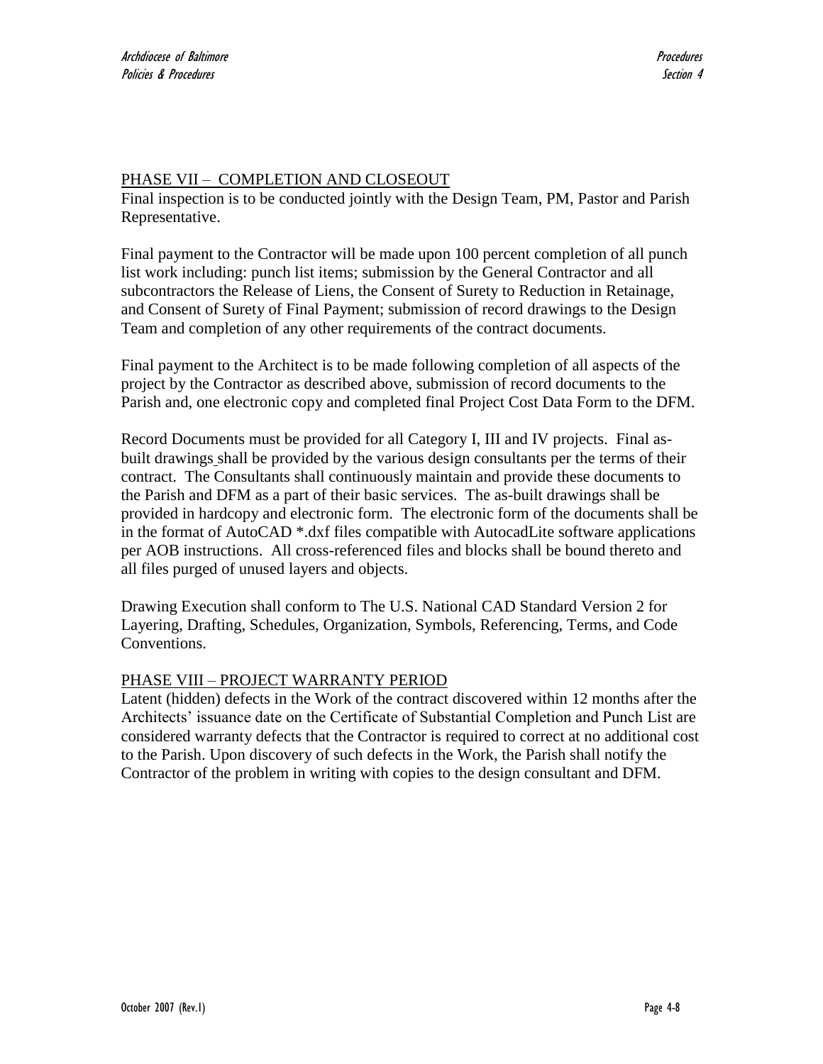## PHASE VII – COMPLETION AND CLOSEOUT

Final inspection is to be conducted jointly with the Design Team, PM, Pastor and Parish Representative.

Final payment to the Contractor will be made upon 100 percent completion of all punch list work including: punch list items; submission by the General Contractor and all subcontractors the Release of Liens, the Consent of Surety to Reduction in Retainage, and Consent of Surety of Final Payment; submission of record drawings to the Design Team and completion of any other requirements of the contract documents.

Final payment to the Architect is to be made following completion of all aspects of the project by the Contractor as described above, submission of record documents to the Parish and, one electronic copy and completed final Project Cost Data Form to the DFM.

Record Documents must be provided for all Category I, III and IV projects. Final as-built drawings shall be provided by the various design consultants per the terms of their contract. The Consultants shall continuously maintain and provide these documents to the Parish and DFM as a part of their basic services. The as-built drawings shall be provided in hardcopy and electronic form. The electronic form of the documents shall be in the format of AutoCAD *.dxf files compatible with AutocadLite software applications per AOB instructions. All cross-referenced files and blocks shall be bound thereto and all files purged of unused layers and objects.

Drawing Execution shall conform to The U.S. National CAD Standard Version 2 for Layering, Drafting, Schedules, Organization, Symbols, Referencing, Terms, and Code Conventions.

## PHASE VIII – PROJECT WARRANTY PERIOD

Latent (hidden) defects in the Work of the contract discovered within 12 months after the Architects' issuance date on the Certificate of Substantial Completion and Punch List are considered warranty defects that the Contractor is required to correct at no additional cost to the Parish. Upon discovery of such defects in the Work, the Parish shall notify the Contractor of the problem in writing with copies to the design consultant and DFM.